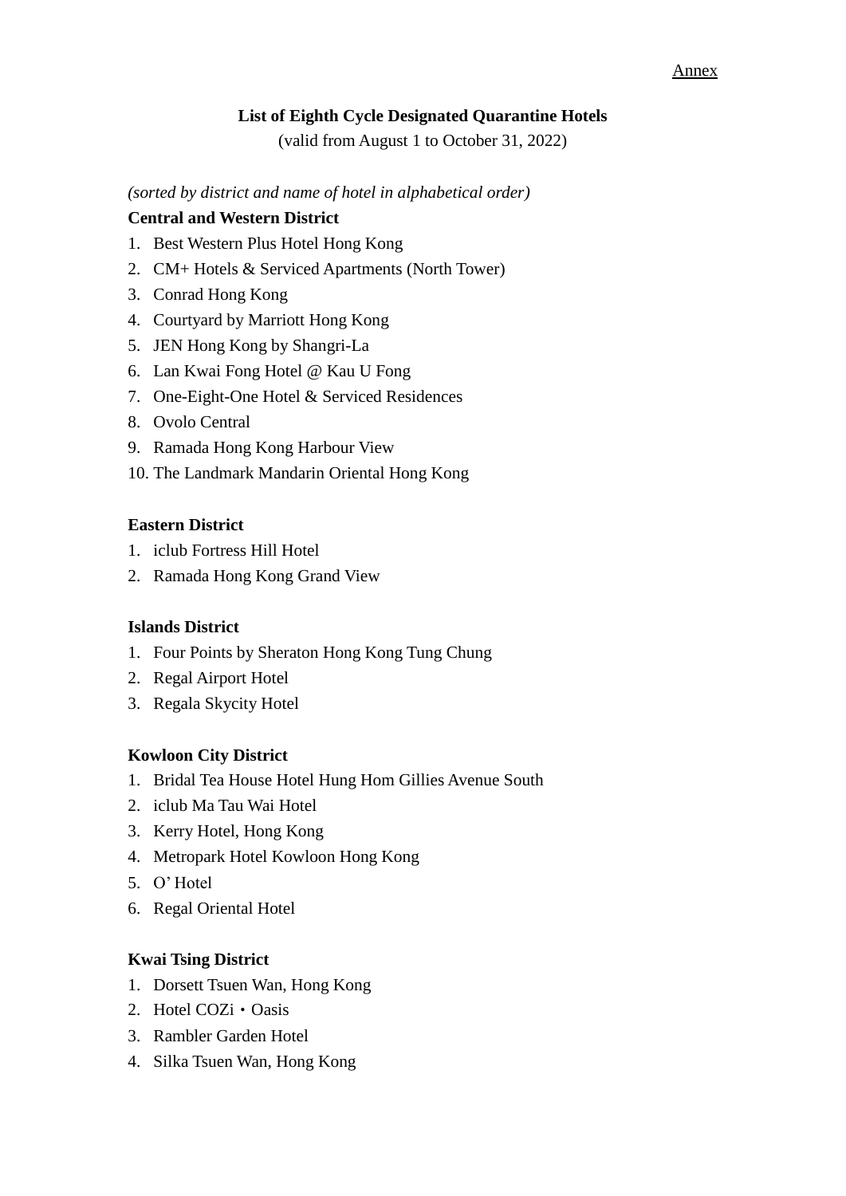Annex

**List of Eighth Cycle Designated Quarantine Hotels**

(valid from August 1 to October 31, 2022)

*(sorted by district and name of hotel in alphabetical order)*

**Central and Western District**

1. Best Western Plus Hotel Hong Kong
2. CM+ Hotels & Serviced Apartments (North Tower)
3. Conrad Hong Kong
4. Courtyard by Marriott Hong Kong
5. JEN Hong Kong by Shangri-La
6. Lan Kwai Fong Hotel @ Kau U Fong
7. One-Eight-One Hotel & Serviced Residences
8. Ovolo Central
9. Ramada Hong Kong Harbour View
10. The Landmark Mandarin Oriental Hong Kong

**Eastern District**

1. iclub Fortress Hill Hotel
2. Ramada Hong Kong Grand View

**Islands District**

1. Four Points by Sheraton Hong Kong Tung Chung
2. Regal Airport Hotel
3. Regala Skycity Hotel

**Kowloon City District**

1. Bridal Tea House Hotel Hung Hom Gillies Avenue South
2. iclub Ma Tau Wai Hotel
3. Kerry Hotel, Hong Kong
4. Metropark Hotel Kowloon Hong Kong
5. O' Hotel
6. Regal Oriental Hotel

**Kwai Tsing District**

1. Dorsett Tsuen Wan, Hong Kong
2. Hotel COZi・Oasis
3. Rambler Garden Hotel
4. Silka Tsuen Wan, Hong Kong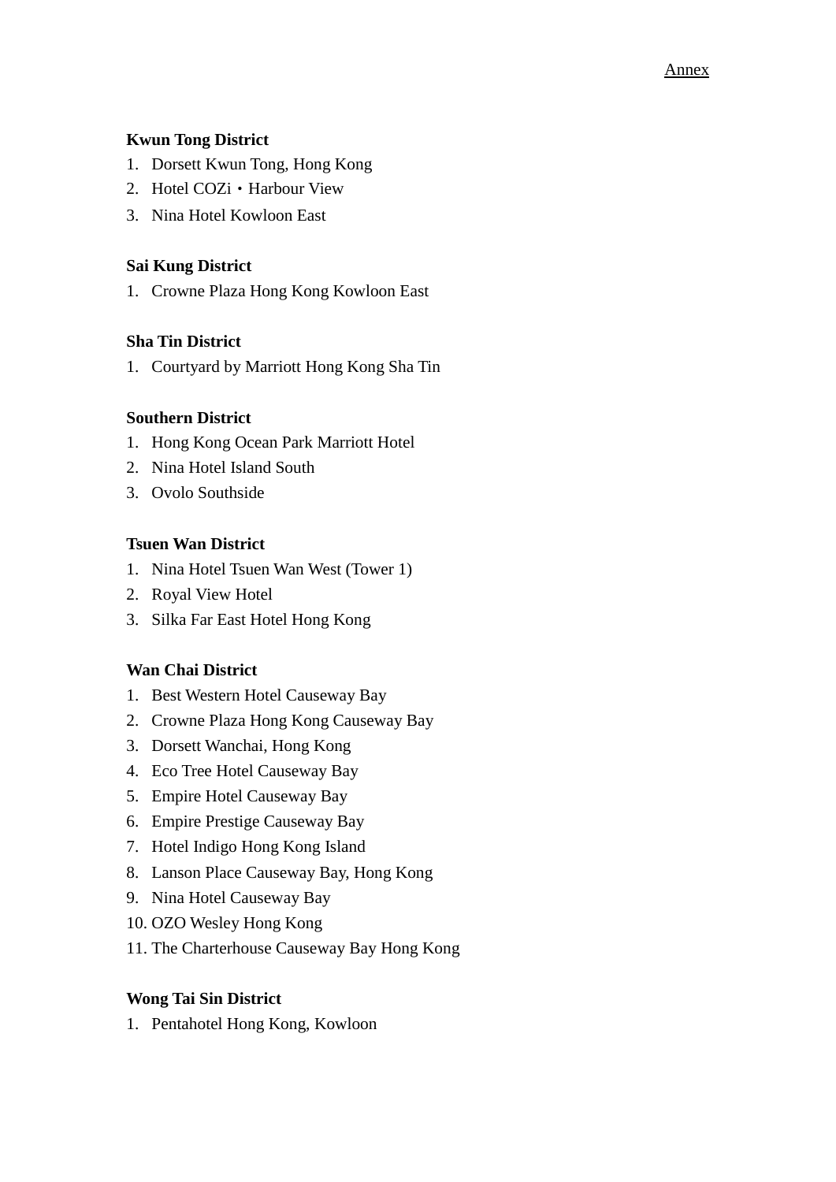Annex

**Kwun Tong District**

1. Dorsett Kwun Tong, Hong Kong
2. Hotel COZi・Harbour View
3. Nina Hotel Kowloon East

**Sai Kung District**

1. Crowne Plaza Hong Kong Kowloon East

**Sha Tin District**

1. Courtyard by Marriott Hong Kong Sha Tin

**Southern District**

1. Hong Kong Ocean Park Marriott Hotel
2. Nina Hotel Island South
3. Ovolo Southside

**Tsuen Wan District**

1. Nina Hotel Tsuen Wan West (Tower 1)
2. Royal View Hotel
3. Silka Far East Hotel Hong Kong

**Wan Chai District**

1. Best Western Hotel Causeway Bay
2. Crowne Plaza Hong Kong Causeway Bay
3. Dorsett Wanchai, Hong Kong
4. Eco Tree Hotel Causeway Bay
5. Empire Hotel Causeway Bay
6. Empire Prestige Causeway Bay
7. Hotel Indigo Hong Kong Island
8. Lanson Place Causeway Bay, Hong Kong
9. Nina Hotel Causeway Bay
10. OZO Wesley Hong Kong
11. The Charterhouse Causeway Bay Hong Kong

**Wong Tai Sin District**

1. Pentahotel Hong Kong, Kowloon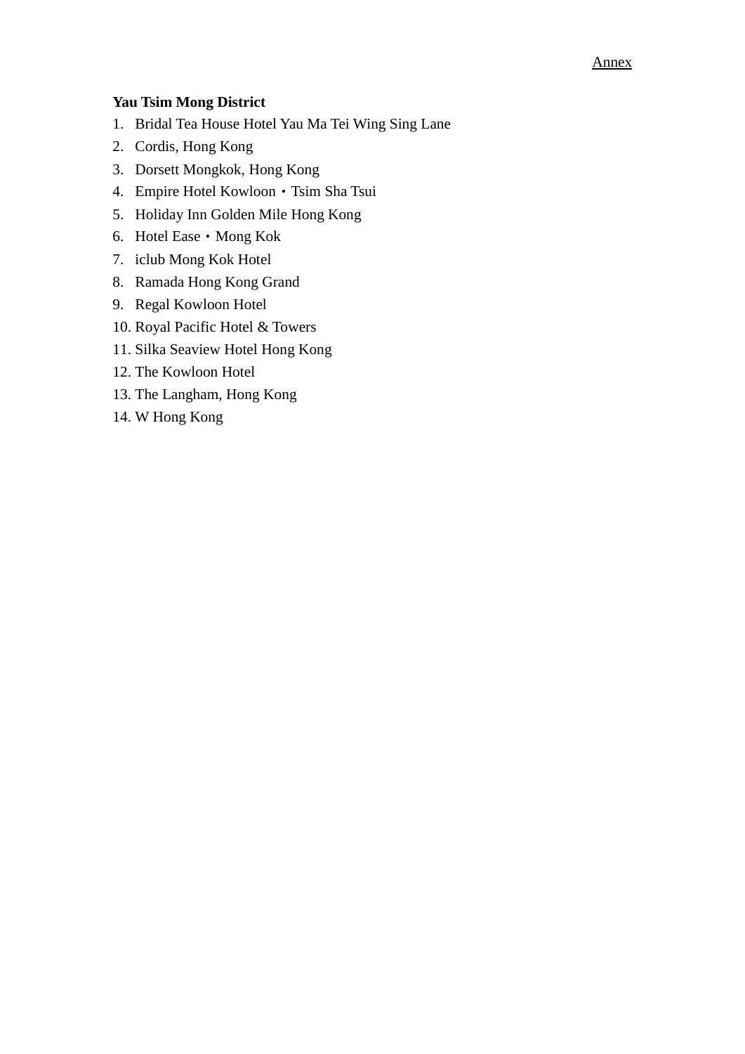<u>Annex</u>

**Yau Tsim Mong District**

1. Bridal Tea House Hotel Yau Ma Tei Wing Sing Lane
2. Cordis, Hong Kong
3. Dorsett Mongkok, Hong Kong
4. Empire Hotel Kowloon・Tsim Sha Tsui
5. Holiday Inn Golden Mile Hong Kong
6. Hotel Ease・Mong Kok
7. iclub Mong Kok Hotel
8. Ramada Hong Kong Grand
9. Regal Kowloon Hotel
10. Royal Pacific Hotel & Towers
11. Silka Seaview Hotel Hong Kong
12. The Kowloon Hotel
13. The Langham, Hong Kong
14. W Hong Kong